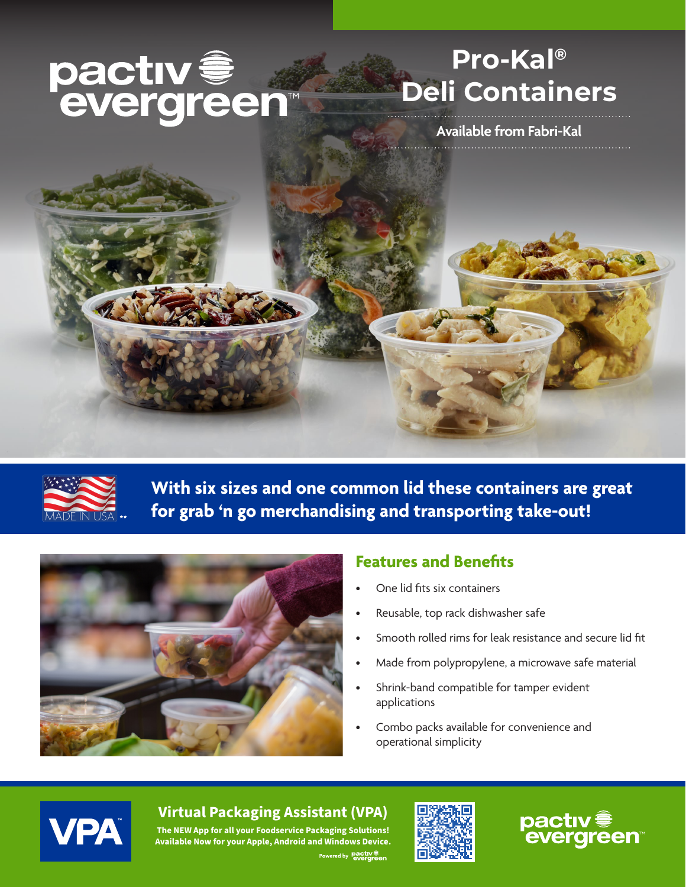pactiv evergreen™

# Pro-Kal® Deli Containers

Available from Fabri-Kal

MADE IN USA **

**With six sizes and one common lid these containers are great for grab 'n go merchandising and transporting take-out!**

## Features and Benefits

- One lid fits six containers
- Reusable, top rack dishwasher safe
- Smooth rolled rims for leak resistance and secure lid fit
- Made from polypropylene, a microwave safe material
- Shrink-band compatible for tamper evident applications
- Combo packs available for convenience and operational simplicity

VPA™

### Virtual Packaging Assistant (VPA)

**The NEW App for all your Foodservice Packaging Solutions! Available Now for your Apple, Android and Windows Device.**

Powered by pactiv evergreen

pactiv evergreen™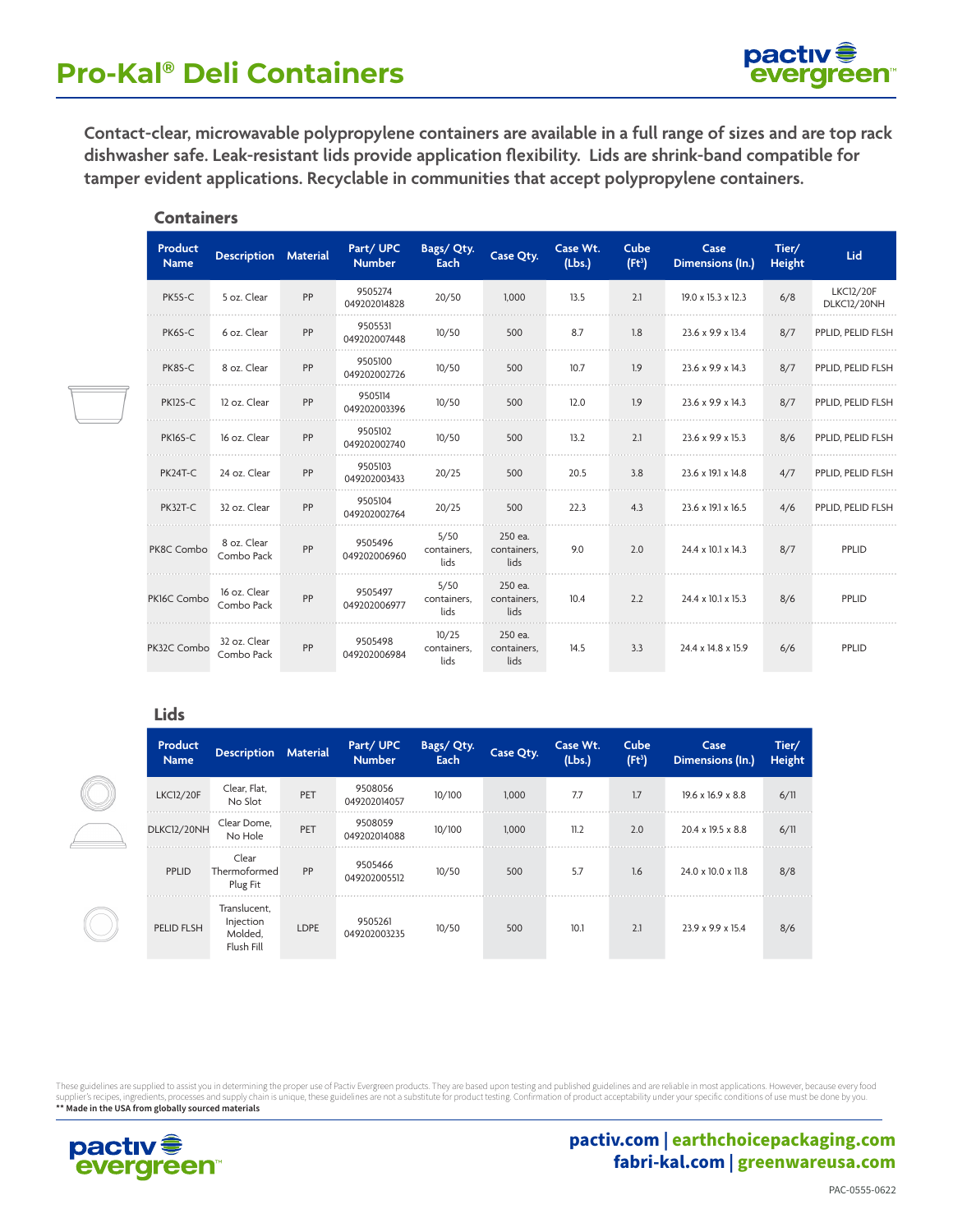# Pro-Kal® Deli Containers

**Contact-clear, microwavable polypropylene containers are available in a full range of sizes and are top rack dishwasher safe. Leak-resistant lids provide application flexibility. Lids are shrink-band compatible for tamper evident applications. Recyclable in communities that accept polypropylene containers.**

## Containers

| Product Name | Description | Material | Part/ UPC Number | Bags/ Qty. Each | Case Qty. | Case Wt. (Lbs.) | Cube (Ft³) | Case Dimensions (In.) | Tier/ Height | Lid |
|---|---|---|---|---|---|---|---|---|---|---|
| PK5S-C | 5 oz. Clear | PP | 9505274 049202014828 | 20/50 | 1,000 | 13.5 | 2.1 | 19.0 x 15.3 x 12.3 | 6/8 | LKC12/20F DLKC12/20NH |
| PK6S-C | 6 oz. Clear | PP | 9505531 049202007448 | 10/50 | 500 | 8.7 | 1.8 | 23.6 x 9.9 x 13.4 | 8/7 | PPLID, PELID FLSH |
| PK8S-C | 8 oz. Clear | PP | 9505100 049202002726 | 10/50 | 500 | 10.7 | 1.9 | 23.6 x 9.9 x 14.3 | 8/7 | PPLID, PELID FLSH |
| PK12S-C | 12 oz. Clear | PP | 9505114 049202003396 | 10/50 | 500 | 12.0 | 1.9 | 23.6 x 9.9 x 14.3 | 8/7 | PPLID, PELID FLSH |
| PK16S-C | 16 oz. Clear | PP | 9505102 049202002740 | 10/50 | 500 | 13.2 | 2.1 | 23.6 x 9.9 x 15.3 | 8/6 | PPLID, PELID FLSH |
| PK24T-C | 24 oz. Clear | PP | 9505103 049202003433 | 20/25 | 500 | 20.5 | 3.8 | 23.6 x 19.1 x 14.8 | 4/7 | PPLID, PELID FLSH |
| PK32T-C | 32 oz. Clear | PP | 9505104 049202002764 | 20/25 | 500 | 22.3 | 4.3 | 23.6 x 19.1 x 16.5 | 4/6 | PPLID, PELID FLSH |
| PK8C Combo | 8 oz. Clear Combo Pack | PP | 9505496 049202006960 | 5/50 containers, lids | 250 ea. containers, lids | 9.0 | 2.0 | 24.4 x 10.1 x 14.3 | 8/7 | PPLID |
| PK16C Combo | 16 oz. Clear Combo Pack | PP | 9505497 049202006977 | 5/50 containers, lids | 250 ea. containers, lids | 10.4 | 2.2 | 24.4 x 10.1 x 15.3 | 8/6 | PPLID |
| PK32C Combo | 32 oz. Clear Combo Pack | PP | 9505498 049202006984 | 10/25 containers, lids | 250 ea. containers, lids | 14.5 | 3.3 | 24.4 x 14.8 x 15.9 | 6/6 | PPLID |

## Lids

| Product Name | Description | Material | Part/ UPC Number | Bags/ Qty. Each | Case Qty. | Case Wt. (Lbs.) | Cube (Ft³) | Case Dimensions (In.) | Tier/ Height |
|---|---|---|---|---|---|---|---|---|---|
| LKC12/20F | Clear, Flat, No Slot | PET | 9508056 049202014057 | 10/100 | 1,000 | 7.7 | 1.7 | 19.6 x 16.9 x 8.8 | 6/11 |
| DLKC12/20NH | Clear Dome, No Hole | PET | 9508059 049202014088 | 10/100 | 1,000 | 11.2 | 2.0 | 20.4 x 19.5 x 8.8 | 6/11 |
| PPLID | Clear Thermoformed Plug Fit | PP | 9505466 049202005512 | 10/50 | 500 | 5.7 | 1.6 | 24.0 x 10.0 x 11.8 | 8/8 |
| PELID FLSH | Translucent, Injection Molded, Flush Fill | LDPE | 9505261 049202003235 | 10/50 | 500 | 10.1 | 2.1 | 23.9 x 9.9 x 15.4 | 8/6 |

These guidelines are supplied to assist you in determining the proper use of Pactiv Evergreen products. They are based upon testing and published guidelines and are reliable in most applications. However, because every food supplier's recipes, ingredients, processes and supply chain is unique, these guidelines are not a substitute for product testing. Confirmation of product acceptability under your specific conditions of use must be done by you.

**** Made in the USA from globally sourced materials**

**pactiv.com | earthchoicepackaging.com**
**fabri-kal.com | greenwareusa.com**

PAC-0555-0622